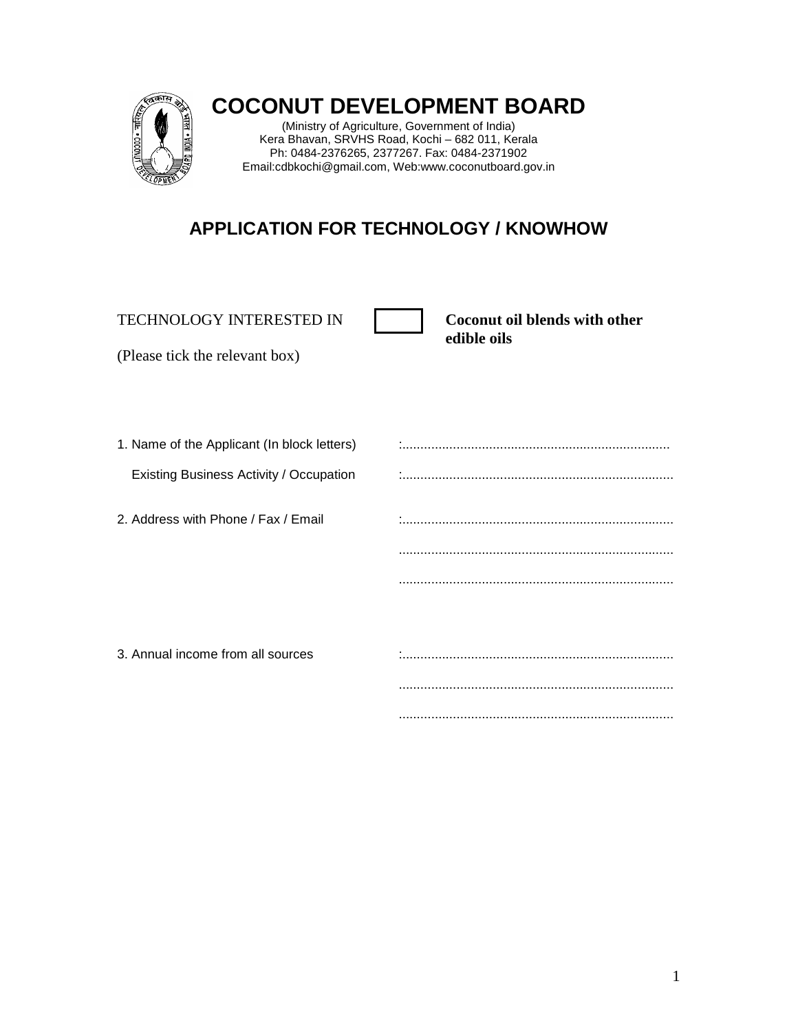# COCONUT DEVELOPMENT BOARD

(Ministry of Agriculture, Government of India)
Kera Bhavan, SRVHS Road, Kochi – 682 011, Kerala
Ph: 0484-2376265, 2377267. Fax: 0484-2371902
Email:cdbkochi@gmail.com, Web:www.coconutboard.gov.in

## APPLICATION FOR TECHNOLOGY / KNOWHOW

TECHNOLOGY INTERESTED IN ☐ **Coconut oil blends with other edible oils**

(Please tick the relevant box)

1. Name of the Applicant (In block letters) :..........................................................................

   Existing Business Activity / Occupation :..........................................................................

2. Address with Phone / Fax / Email :..........................................................................

   ..........................................................................

   ..........................................................................

3. Annual income from all sources :..........................................................................

   ..........................................................................

   ..........................................................................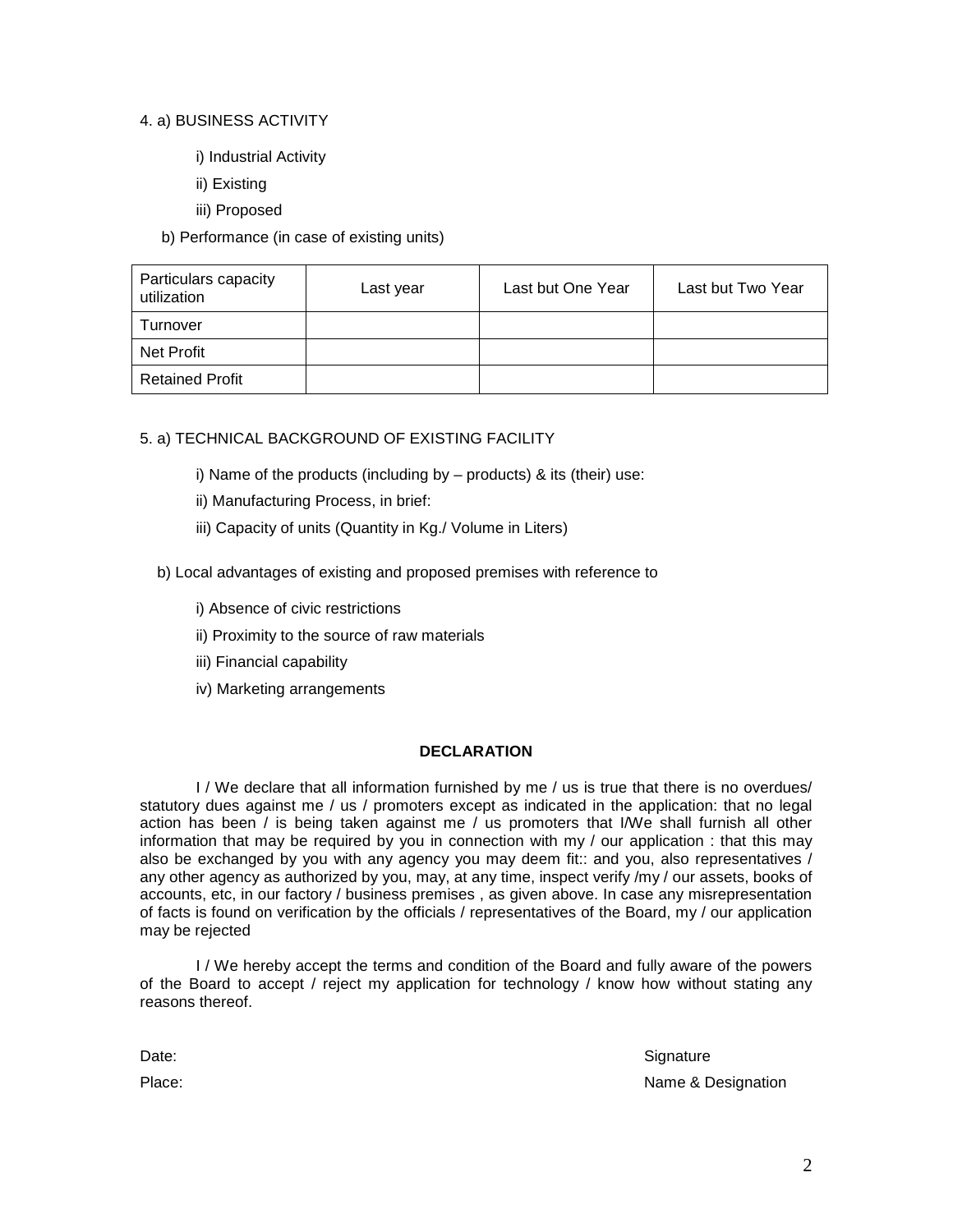4. a) BUSINESS ACTIVITY

  i) Industrial Activity

  ii) Existing

  iii) Proposed

b) Performance (in case of existing units)

| Particulars capacity utilization | Last year | Last but One Year | Last but Two Year |
|---|---|---|---|
| Turnover | | | |
| Net Profit | | | |
| Retained Profit | | | |

5. a) TECHNICAL BACKGROUND OF EXISTING FACILITY

  i) Name of the products (including by – products) & its (their) use:

  ii) Manufacturing Process, in brief:

  iii) Capacity of units (Quantity in Kg./ Volume in Liters)

b) Local advantages of existing and proposed premises with reference to

  i) Absence of civic restrictions

  ii) Proximity to the source of raw materials

  iii) Financial capability

  iv) Marketing arrangements

**DECLARATION**

I / We declare that all information furnished by me / us is true that there is no overdues/ statutory dues against me / us / promoters except as indicated in the application: that no legal action has been / is being taken against me / us promoters that I/We shall furnish all other information that may be required by you in connection with my / our application : that this may also be exchanged by you with any agency you may deem fit:: and you, also representatives / any other agency as authorized by you, may, at any time, inspect verify /my / our assets, books of accounts, etc, in our factory / business premises , as given above. In case any misrepresentation of facts is found on verification by the officials / representatives of the Board, my / our application may be rejected

I / We hereby accept the terms and condition of the Board and fully aware of the powers of the Board to accept / reject my application for technology / know how without stating any reasons thereof.

Date: Signature

Place: Name & Designation